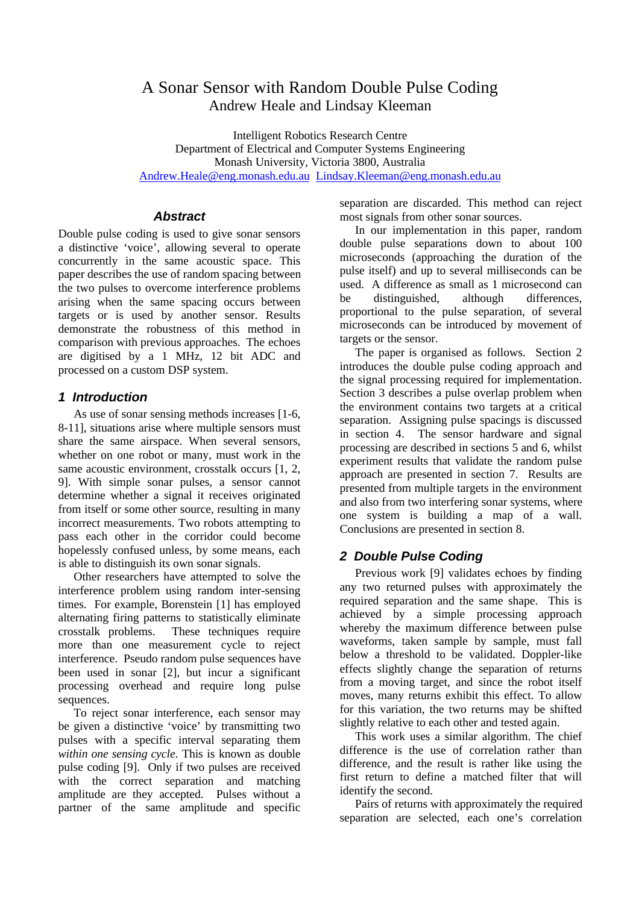# A Sonar Sensor with Random Double Pulse Coding

Andrew Heale and Lindsay Kleeman

Intelligent Robotics Research Centre
Department of Electrical and Computer Systems Engineering
Monash University, Victoria 3800, Australia
Andrew.Heale@eng.monash.edu.au  Lindsay.Kleeman@eng.monash.edu.au

## Abstract

Double pulse coding is used to give sonar sensors a distinctive 'voice', allowing several to operate concurrently in the same acoustic space. This paper describes the use of random spacing between the two pulses to overcome interference problems arising when the same spacing occurs between targets or is used by another sensor. Results demonstrate the robustness of this method in comparison with previous approaches. The echoes are digitised by a 1 MHz, 12 bit ADC and processed on a custom DSP system.

## 1 Introduction

As use of sonar sensing methods increases [1-6, 8-11], situations arise where multiple sensors must share the same airspace. When several sensors, whether on one robot or many, must work in the same acoustic environment, crosstalk occurs [1, 2, 9]. With simple sonar pulses, a sensor cannot determine whether a signal it receives originated from itself or some other source, resulting in many incorrect measurements. Two robots attempting to pass each other in the corridor could become hopelessly confused unless, by some means, each is able to distinguish its own sonar signals.

Other researchers have attempted to solve the interference problem using random inter-sensing times. For example, Borenstein [1] has employed alternating firing patterns to statistically eliminate crosstalk problems. These techniques require more than one measurement cycle to reject interference. Pseudo random pulse sequences have been used in sonar [2], but incur a significant processing overhead and require long pulse sequences.

To reject sonar interference, each sensor may be given a distinctive 'voice' by transmitting two pulses with a specific interval separating them *within one sensing cycle*. This is known as double pulse coding [9]. Only if two pulses are received with the correct separation and matching amplitude are they accepted. Pulses without a partner of the same amplitude and specific separation are discarded. This method can reject most signals from other sonar sources.

In our implementation in this paper, random double pulse separations down to about 100 microseconds (approaching the duration of the pulse itself) and up to several milliseconds can be used. A difference as small as 1 microsecond can be distinguished, although differences, proportional to the pulse separation, of several microseconds can be introduced by movement of targets or the sensor.

The paper is organised as follows. Section 2 introduces the double pulse coding approach and the signal processing required for implementation. Section 3 describes a pulse overlap problem when the environment contains two targets at a critical separation. Assigning pulse spacings is discussed in section 4. The sensor hardware and signal processing are described in sections 5 and 6, whilst experiment results that validate the random pulse approach are presented in section 7. Results are presented from multiple targets in the environment and also from two interfering sonar systems, where one system is building a map of a wall. Conclusions are presented in section 8.

## 2 Double Pulse Coding

Previous work [9] validates echoes by finding any two returned pulses with approximately the required separation and the same shape. This is achieved by a simple processing approach whereby the maximum difference between pulse waveforms, taken sample by sample, must fall below a threshold to be validated. Doppler-like effects slightly change the separation of returns from a moving target, and since the robot itself moves, many returns exhibit this effect. To allow for this variation, the two returns may be shifted slightly relative to each other and tested again.

This work uses a similar algorithm. The chief difference is the use of correlation rather than difference, and the result is rather like using the first return to define a matched filter that will identify the second.

Pairs of returns with approximately the required separation are selected, each one's correlation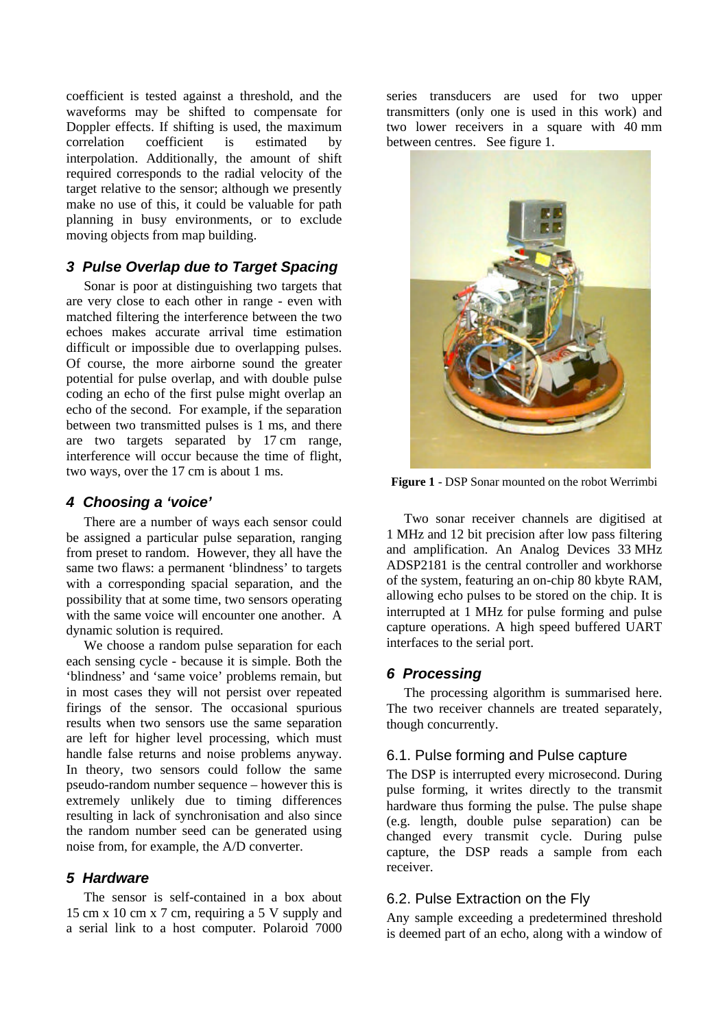coefficient is tested against a threshold, and the waveforms may be shifted to compensate for Doppler effects. If shifting is used, the maximum correlation coefficient is estimated by interpolation. Additionally, the amount of shift required corresponds to the radial velocity of the target relative to the sensor; although we presently make no use of this, it could be valuable for path planning in busy environments, or to exclude moving objects from map building.

## 3 Pulse Overlap due to Target Spacing

Sonar is poor at distinguishing two targets that are very close to each other in range - even with matched filtering the interference between the two echoes makes accurate arrival time estimation difficult or impossible due to overlapping pulses. Of course, the more airborne sound the greater potential for pulse overlap, and with double pulse coding an echo of the first pulse might overlap an echo of the second. For example, if the separation between two transmitted pulses is 1 ms, and there are two targets separated by 17 cm range, interference will occur because the time of flight, two ways, over the 17 cm is about 1 ms.

## 4 Choosing a 'voice'

There are a number of ways each sensor could be assigned a particular pulse separation, ranging from preset to random. However, they all have the same two flaws: a permanent 'blindness' to targets with a corresponding spacial separation, and the possibility that at some time, two sensors operating with the same voice will encounter one another. A dynamic solution is required.

We choose a random pulse separation for each each sensing cycle - because it is simple. Both the 'blindness' and 'same voice' problems remain, but in most cases they will not persist over repeated firings of the sensor. The occasional spurious results when two sensors use the same separation are left for higher level processing, which must handle false returns and noise problems anyway. In theory, two sensors could follow the same pseudo-random number sequence – however this is extremely unlikely due to timing differences resulting in lack of synchronisation and also since the random number seed can be generated using noise from, for example, the A/D converter.

## 5 Hardware

The sensor is self-contained in a box about 15 cm x 10 cm x 7 cm, requiring a 5 V supply and a serial link to a host computer. Polaroid 7000 series transducers are used for two upper transmitters (only one is used in this work) and two lower receivers in a square with 40 mm between centres. See figure 1.

**Figure 1** - DSP Sonar mounted on the robot Werrimbi

Two sonar receiver channels are digitised at 1 MHz and 12 bit precision after low pass filtering and amplification. An Analog Devices 33 MHz ADSP2181 is the central controller and workhorse of the system, featuring an on-chip 80 kbyte RAM, allowing echo pulses to be stored on the chip. It is interrupted at 1 MHz for pulse forming and pulse capture operations. A high speed buffered UART interfaces to the serial port.

## 6 Processing

The processing algorithm is summarised here. The two receiver channels are treated separately, though concurrently.

### 6.1. Pulse forming and Pulse capture

The DSP is interrupted every microsecond. During pulse forming, it writes directly to the transmit hardware thus forming the pulse. The pulse shape (e.g. length, double pulse separation) can be changed every transmit cycle. During pulse capture, the DSP reads a sample from each receiver.

### 6.2. Pulse Extraction on the Fly

Any sample exceeding a predetermined threshold is deemed part of an echo, along with a window of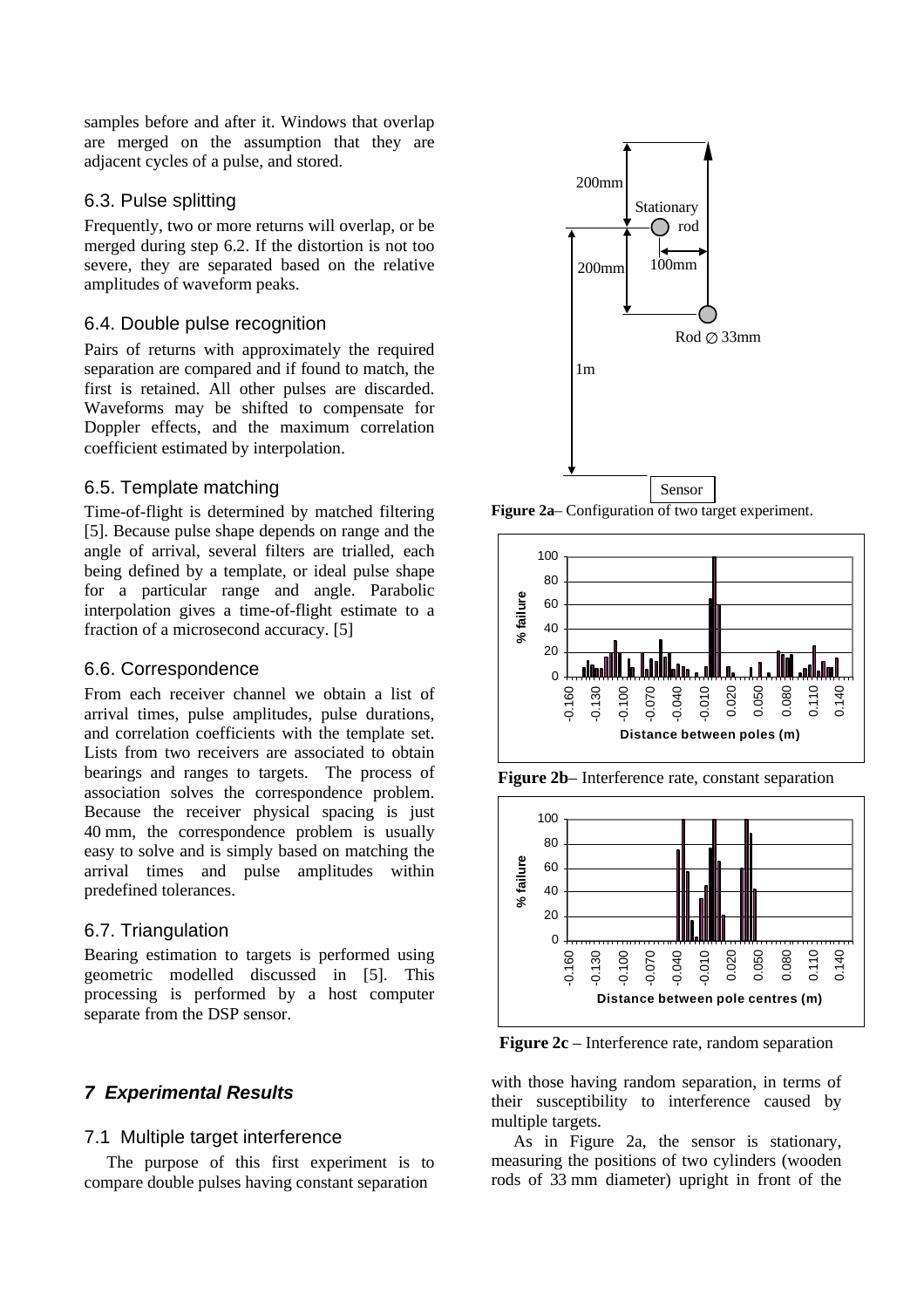samples before and after it. Windows that overlap are merged on the assumption that they are adjacent cycles of a pulse, and stored.

### 6.3. Pulse splitting

Frequently, two or more returns will overlap, or be merged during step 6.2. If the distortion is not too severe, they are separated based on the relative amplitudes of waveform peaks.

### 6.4. Double pulse recognition

Pairs of returns with approximately the required separation are compared and if found to match, the first is retained. All other pulses are discarded. Waveforms may be shifted to compensate for Doppler effects, and the maximum correlation coefficient estimated by interpolation.

### 6.5. Template matching

Time-of-flight is determined by matched filtering [5]. Because pulse shape depends on range and the angle of arrival, several filters are trialled, each being defined by a template, or ideal pulse shape for a particular range and angle. Parabolic interpolation gives a time-of-flight estimate to a fraction of a microsecond accuracy. [5]

### 6.6. Correspondence

From each receiver channel we obtain a list of arrival times, pulse amplitudes, pulse durations, and correlation coefficients with the template set. Lists from two receivers are associated to obtain bearings and ranges to targets. The process of association solves the correspondence problem. Because the receiver physical spacing is just 40 mm, the correspondence problem is usually easy to solve and is simply based on matching the arrival times and pulse amplitudes within predefined tolerances.

### 6.7. Triangulation

Bearing estimation to targets is performed using geometric modelled discussed in [5]. This processing is performed by a host computer separate from the DSP sensor.

## 7 Experimental Results

### 7.1 Multiple target interference

The purpose of this first experiment is to compare double pulses having constant separation with those having random separation, in terms of their susceptibility to interference caused by multiple targets.

**Figure 2a**– Configuration of two target experiment.

**Figure 2b**– Interference rate, constant separation

**Figure 2c** – Interference rate, random separation

As in Figure 2a, the sensor is stationary, measuring the positions of two cylinders (wooden rods of 33 mm diameter) upright in front of the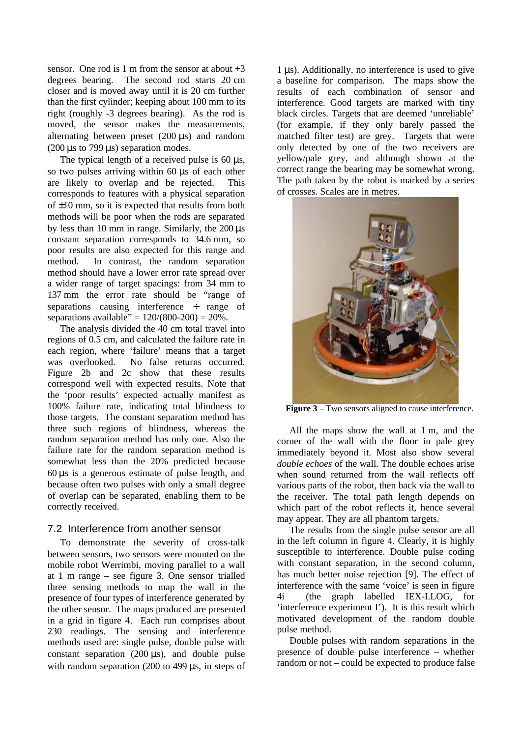sensor. One rod is 1 m from the sensor at about +3 degrees bearing. The second rod starts 20 cm closer and is moved away until it is 20 cm further than the first cylinder; keeping about 100 mm to its right (roughly -3 degrees bearing). As the rod is moved, the sensor makes the measurements, alternating between preset (200 µs) and random (200 µs to 799 µs) separation modes.

The typical length of a received pulse is 60 µs, so two pulses arriving within 60 µs of each other are likely to overlap and be rejected. This corresponds to features with a physical separation of ±10 mm, so it is expected that results from both methods will be poor when the rods are separated by less than 10 mm in range. Similarly, the 200 µs constant separation corresponds to 34.6 mm, so poor results are also expected for this range and method. In contrast, the random separation method should have a lower error rate spread over a wider range of target spacings: from 34 mm to 137 mm the error rate should be "range of separations causing interference ÷ range of separations available" = 120/(800-200) = 20%.

The analysis divided the 40 cm total travel into regions of 0.5 cm, and calculated the failure rate in each region, where 'failure' means that a target was overlooked. No false returns occurred. Figure 2b and 2c show that these results correspond well with expected results. Note that the 'poor results' expected actually manifest as 100% failure rate, indicating total blindness to those targets. The constant separation method has three such regions of blindness, whereas the random separation method has only one. Also the failure rate for the random separation method is somewhat less than the 20% predicted because 60 µs is a generous estimate of pulse length, and because often two pulses with only a small degree of overlap can be separated, enabling them to be correctly received.

## 7.2 Interference from another sensor

To demonstrate the severity of cross-talk between sensors, two sensors were mounted on the mobile robot Werrimbi, moving parallel to a wall at 1 m range – see figure 3. One sensor trialled three sensing methods to map the wall in the presence of four types of interference generated by the other sensor. The maps produced are presented in a grid in figure 4. Each run comprises about 230 readings. The sensing and interference methods used are: single pulse, double pulse with constant separation (200 µs), and double pulse with random separation (200 to 499 µs, in steps of 1 µs). Additionally, no interference is used to give a baseline for comparison. The maps show the results of each combination of sensor and interference. Good targets are marked with tiny black circles. Targets that are deemed 'unreliable' (for example, if they only barely passed the matched filter test) are grey. Targets that were only detected by one of the two receivers are yellow/pale grey, and although shown at the correct range the bearing may be somewhat wrong. The path taken by the robot is marked by a series of crosses. Scales are in metres.

**Figure 3** – Two sensors aligned to cause interference.

All the maps show the wall at 1 m, and the corner of the wall with the floor in pale grey immediately beyond it. Most also show several *double echoes* of the wall. The double echoes arise when sound returned from the wall reflects off various parts of the robot, then back via the wall to the receiver. The total path length depends on which part of the robot reflects it, hence several may appear. They are all phantom targets.

The results from the single pulse sensor are all in the left column in figure 4. Clearly, it is highly susceptible to interference. Double pulse coding with constant separation, in the second column, has much better noise rejection [9]. The effect of interference with the same 'voice' is seen in figure 4i (the graph labelled IEX-I.LOG, for 'interference experiment I'). It is this result which motivated development of the random double pulse method.

Double pulses with random separations in the presence of double pulse interference – whether random or not – could be expected to produce false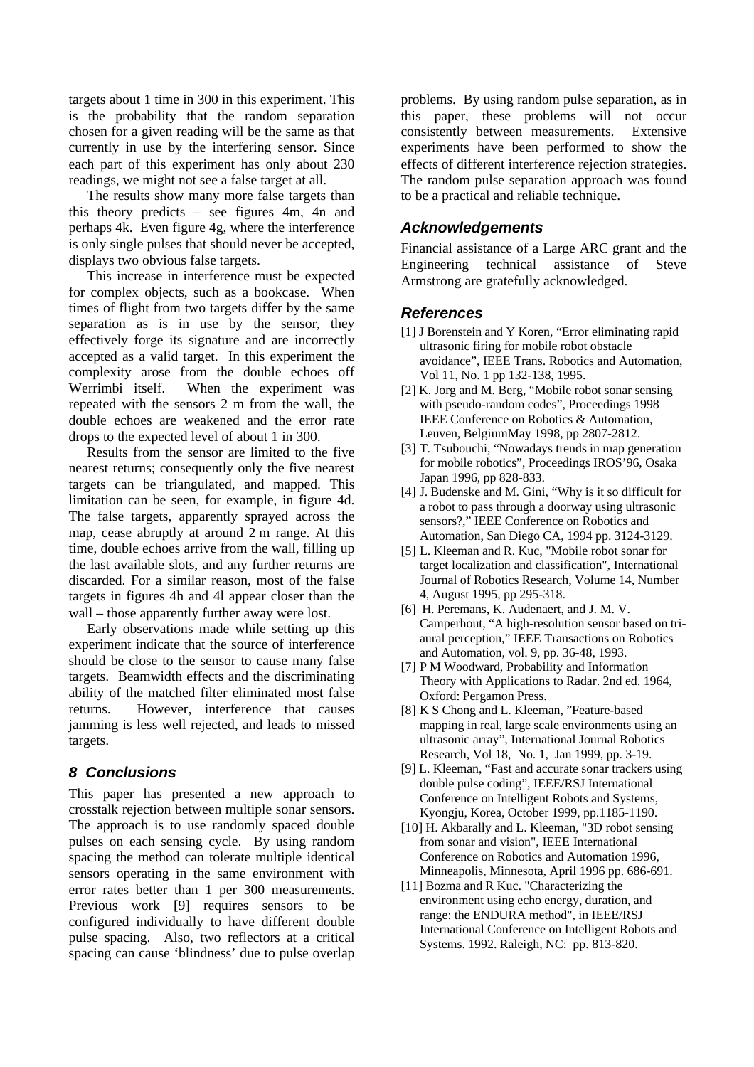targets about 1 time in 300 in this experiment. This is the probability that the random separation chosen for a given reading will be the same as that currently in use by the interfering sensor. Since each part of this experiment has only about 230 readings, we might not see a false target at all.

The results show many more false targets than this theory predicts – see figures 4m, 4n and perhaps 4k. Even figure 4g, where the interference is only single pulses that should never be accepted, displays two obvious false targets.

This increase in interference must be expected for complex objects, such as a bookcase. When times of flight from two targets differ by the same separation as is in use by the sensor, they effectively forge its signature and are incorrectly accepted as a valid target. In this experiment the complexity arose from the double echoes off Werrimbi itself. When the experiment was repeated with the sensors 2 m from the wall, the double echoes are weakened and the error rate drops to the expected level of about 1 in 300.

Results from the sensor are limited to the five nearest returns; consequently only the five nearest targets can be triangulated, and mapped. This limitation can be seen, for example, in figure 4d. The false targets, apparently sprayed across the map, cease abruptly at around 2 m range. At this time, double echoes arrive from the wall, filling up the last available slots, and any further returns are discarded. For a similar reason, most of the false targets in figures 4h and 4l appear closer than the wall – those apparently further away were lost.

Early observations made while setting up this experiment indicate that the source of interference should be close to the sensor to cause many false targets. Beamwidth effects and the discriminating ability of the matched filter eliminated most false returns. However, interference that causes jamming is less well rejected, and leads to missed targets.

## 8 Conclusions

This paper has presented a new approach to crosstalk rejection between multiple sonar sensors. The approach is to use randomly spaced double pulses on each sensing cycle. By using random spacing the method can tolerate multiple identical sensors operating in the same environment with error rates better than 1 per 300 measurements. Previous work [9] requires sensors to be configured individually to have different double pulse spacing. Also, two reflectors at a critical spacing can cause 'blindness' due to pulse overlap problems. By using random pulse separation, as in this paper, these problems will not occur consistently between measurements. Extensive experiments have been performed to show the effects of different interference rejection strategies. The random pulse separation approach was found to be a practical and reliable technique.

## Acknowledgements

Financial assistance of a Large ARC grant and the Engineering technical assistance of Steve Armstrong are gratefully acknowledged.

## References

[1] J Borenstein and Y Koren, "Error eliminating rapid ultrasonic firing for mobile robot obstacle avoidance", IEEE Trans. Robotics and Automation, Vol 11, No. 1 pp 132-138, 1995.

[2] K. Jorg and M. Berg, "Mobile robot sonar sensing with pseudo-random codes", Proceedings 1998 IEEE Conference on Robotics & Automation, Leuven, BelgiumMay 1998, pp 2807-2812.

[3] T. Tsubouchi, "Nowadays trends in map generation for mobile robotics", Proceedings IROS'96, Osaka Japan 1996, pp 828-833.

[4] J. Budenske and M. Gini, "Why is it so difficult for a robot to pass through a doorway using ultrasonic sensors?," IEEE Conference on Robotics and Automation, San Diego CA, 1994 pp. 3124-3129.

[5] L. Kleeman and R. Kuc, "Mobile robot sonar for target localization and classification", International Journal of Robotics Research, Volume 14, Number 4, August 1995, pp 295-318.

[6] H. Peremans, K. Audenaert, and J. M. V. Camperhout, "A high-resolution sensor based on tri-aural perception," IEEE Transactions on Robotics and Automation, vol. 9, pp. 36-48, 1993.

[7] P M Woodward, Probability and Information Theory with Applications to Radar. 2nd ed. 1964, Oxford: Pergamon Press.

[8] K S Chong and L. Kleeman, "Feature-based mapping in real, large scale environments using an ultrasonic array", International Journal Robotics Research, Vol 18, No. 1, Jan 1999, pp. 3-19.

[9] L. Kleeman, "Fast and accurate sonar trackers using double pulse coding", IEEE/RSJ International Conference on Intelligent Robots and Systems, Kyongju, Korea, October 1999, pp.1185-1190.

[10] H. Akbarally and L. Kleeman, "3D robot sensing from sonar and vision", IEEE International Conference on Robotics and Automation 1996, Minneapolis, Minnesota, April 1996 pp. 686-691.

[11] Bozma and R Kuc. "Characterizing the environment using echo energy, duration, and range: the ENDURA method", in IEEE/RSJ International Conference on Intelligent Robots and Systems. 1992. Raleigh, NC: pp. 813-820.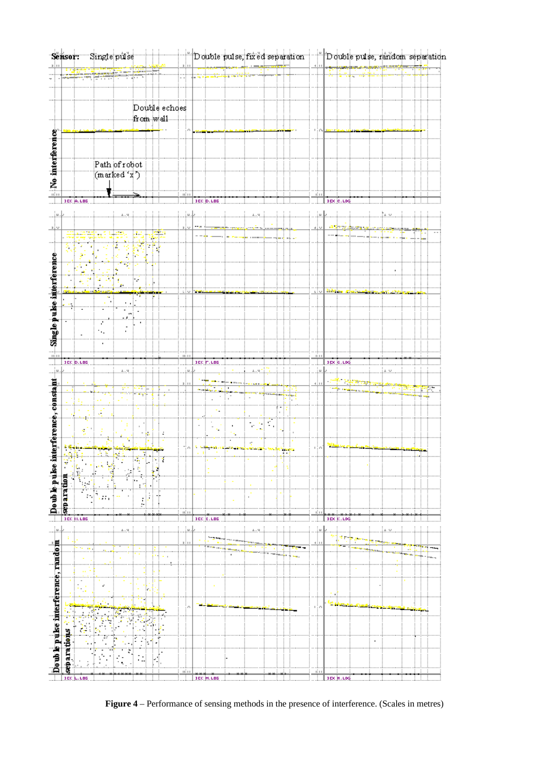Sensor: Single pulse

Double pulse, fixed separation

Double pulse, random separation

Double echoes from wall

Path of robot (marked 'x')

No interference

Single pulse interference

Double pulse interference, constant separation

Double pulse interference, random separations

**Figure 4** – Performance of sensing methods in the presence of interference. (Scales in metres)